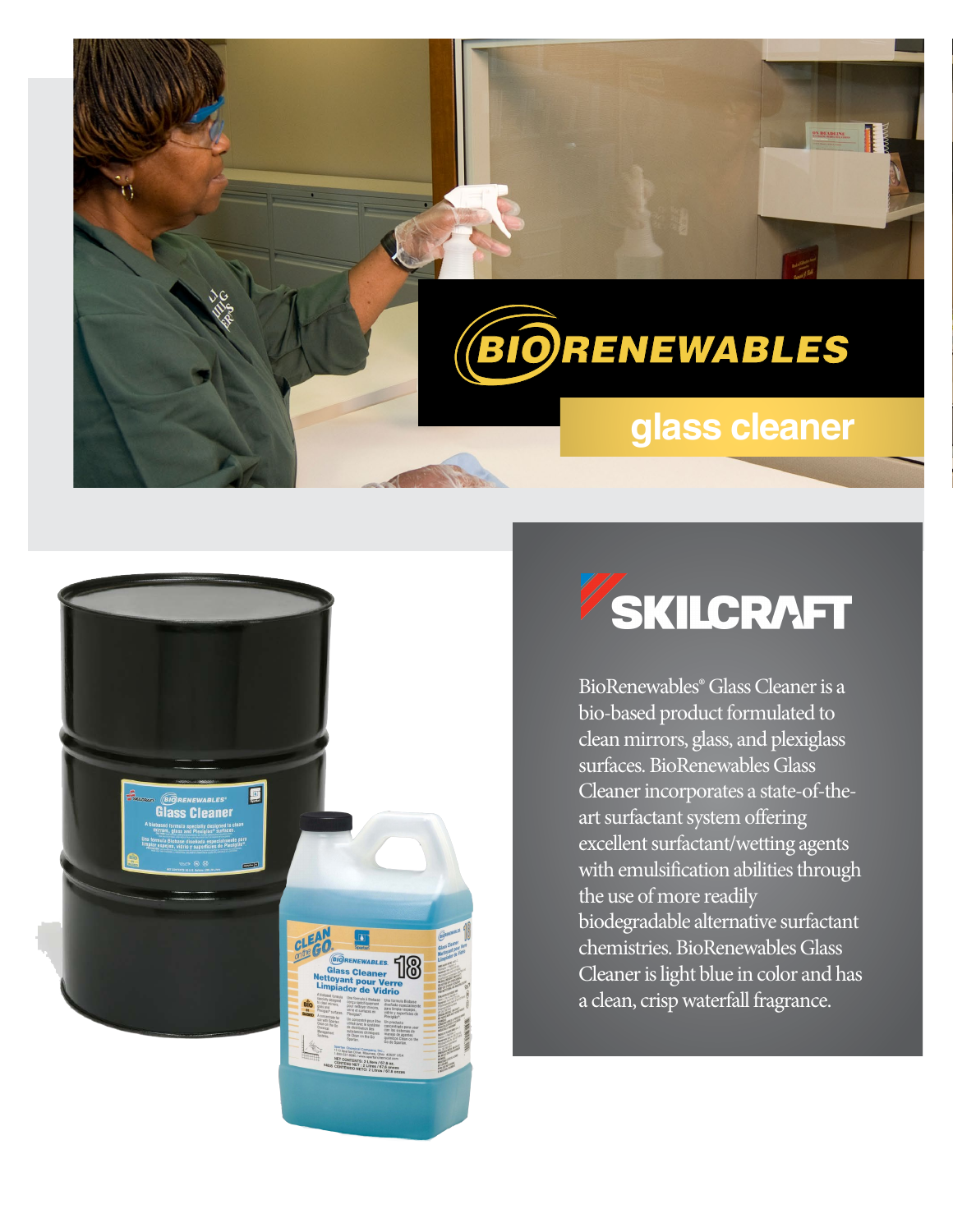# BIORENEWABLES

## glass cleaner

SKILCRAFT

BioRenewables® Glass Cleaner is a bio-based product formulated to clean mirrors, glass, and plexiglass surfaces. BioRenewables Glass Cleaner incorporates a state-of-the-art surfactant system offering excellent surfactant/wetting agents with emulsification abilities through the use of more readily biodegradable alternative surfactant chemistries. BioRenewables Glass Cleaner is light blue in color and has a clean, crisp waterfall fragrance.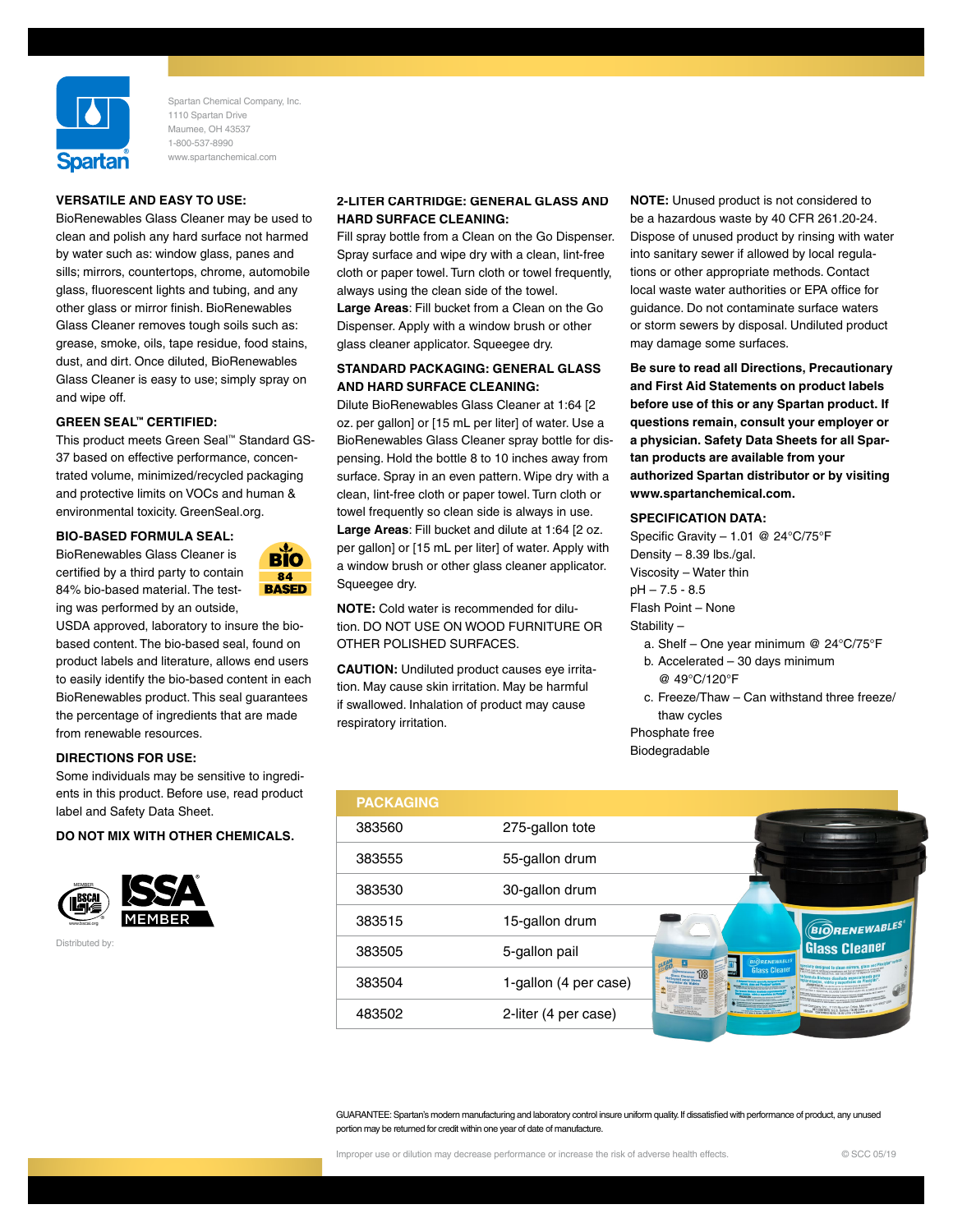Spartan Chemical Company, Inc.
1110 Spartan Drive
Maumee, OH 43537
1-800-537-8990
www.spartanchemical.com

## VERSATILE AND EASY TO USE:

BioRenewables Glass Cleaner may be used to clean and polish any hard surface not harmed by water such as: window glass, panes and sills; mirrors, countertops, chrome, automobile glass, fluorescent lights and tubing, and any other glass or mirror finish. BioRenewables Glass Cleaner removes tough soils such as: grease, smoke, oils, tape residue, food stains, dust, and dirt. Once diluted, BioRenewables Glass Cleaner is easy to use; simply spray on and wipe off.

## GREEN SEAL™ CERTIFIED:

This product meets Green Seal™ Standard GS-37 based on effective performance, concentrated volume, minimized/recycled packaging and protective limits on VOCs and human & environmental toxicity. GreenSeal.org.

## BIO-BASED FORMULA SEAL:

BioRenewables Glass Cleaner is certified by a third party to contain 84% bio-based material. The testing was performed by an outside, USDA approved, laboratory to insure the bio-based content. The bio-based seal, found on product labels and literature, allows end users to easily identify the bio-based content in each BioRenewables product. This seal guarantees the percentage of ingredients that are made from renewable resources.

## DIRECTIONS FOR USE:

Some individuals may be sensitive to ingredients in this product. Before use, read product label and Safety Data Sheet.

**DO NOT MIX WITH OTHER CHEMICALS.**

## 2-LITER CARTRIDGE: GENERAL GLASS AND HARD SURFACE CLEANING:

Fill spray bottle from a Clean on the Go Dispenser. Spray surface and wipe dry with a clean, lint-free cloth or paper towel. Turn cloth or towel frequently, always using the clean side of the towel.
**Large Areas**: Fill bucket from a Clean on the Go Dispenser. Apply with a window brush or other glass cleaner applicator. Squeegee dry.

## STANDARD PACKAGING: GENERAL GLASS AND HARD SURFACE CLEANING:

Dilute BioRenewables Glass Cleaner at 1:64 [2 oz. per gallon] or [15 mL per liter] of water. Use a BioRenewables Glass Cleaner spray bottle for dispensing. Hold the bottle 8 to 10 inches away from surface. Spray in an even pattern. Wipe dry with a clean, lint-free cloth or paper towel. Turn cloth or towel frequently so clean side is always in use.
**Large Areas**: Fill bucket and dilute at 1:64 [2 oz. per gallon] or [15 mL per liter] of water. Apply with a window brush or other glass cleaner applicator. Squeegee dry.

**NOTE:** Cold water is recommended for dilution. DO NOT USE ON WOOD FURNITURE OR OTHER POLISHED SURFACES.

**CAUTION:** Undiluted product causes eye irritation. May cause skin irritation. May be harmful if swallowed. Inhalation of product may cause respiratory irritation.

**NOTE:** Unused product is not considered to be a hazardous waste by 40 CFR 261.20-24. Dispose of unused product by rinsing with water into sanitary sewer if allowed by local regulations or other appropriate methods. Contact local waste water authorities or EPA office for guidance. Do not contaminate surface waters or storm sewers by disposal. Undiluted product may damage some surfaces.

**Be sure to read all Directions, Precautionary and First Aid Statements on product labels before use of this or any Spartan product. If questions remain, consult your employer or a physician. Safety Data Sheets for all Spartan products are available from your authorized Spartan distributor or by visiting www.spartanchemical.com.**

## SPECIFICATION DATA:

Specific Gravity – 1.01 @ 24°C/75°F
Density – 8.39 lbs./gal.
Viscosity – Water thin
pH – 7.5 - 8.5
Flash Point – None
Stability –
  a. Shelf – One year minimum @ 24°C/75°F
  b. Accelerated – 30 days minimum @ 49°C/120°F
  c. Freeze/Thaw – Can withstand three freeze/thaw cycles
Phosphate free
Biodegradable

## PACKAGING

| | |
|---|---|
| 383560 | 275-gallon tote |
| 383555 | 55-gallon drum |
| 383530 | 30-gallon drum |
| 383515 | 15-gallon drum |
| 383505 | 5-gallon pail |
| 383504 | 1-gallon (4 per case) |
| 483502 | 2-liter (4 per case) |

Distributed by:

GUARANTEE: Spartan's modern manufacturing and laboratory control insure uniform quality. If dissatisfied with performance of product, any unused portion may be returned for credit within one year of date of manufacture.

Improper use or dilution may decrease performance or increase the risk of adverse health effects.

© SCC 05/19